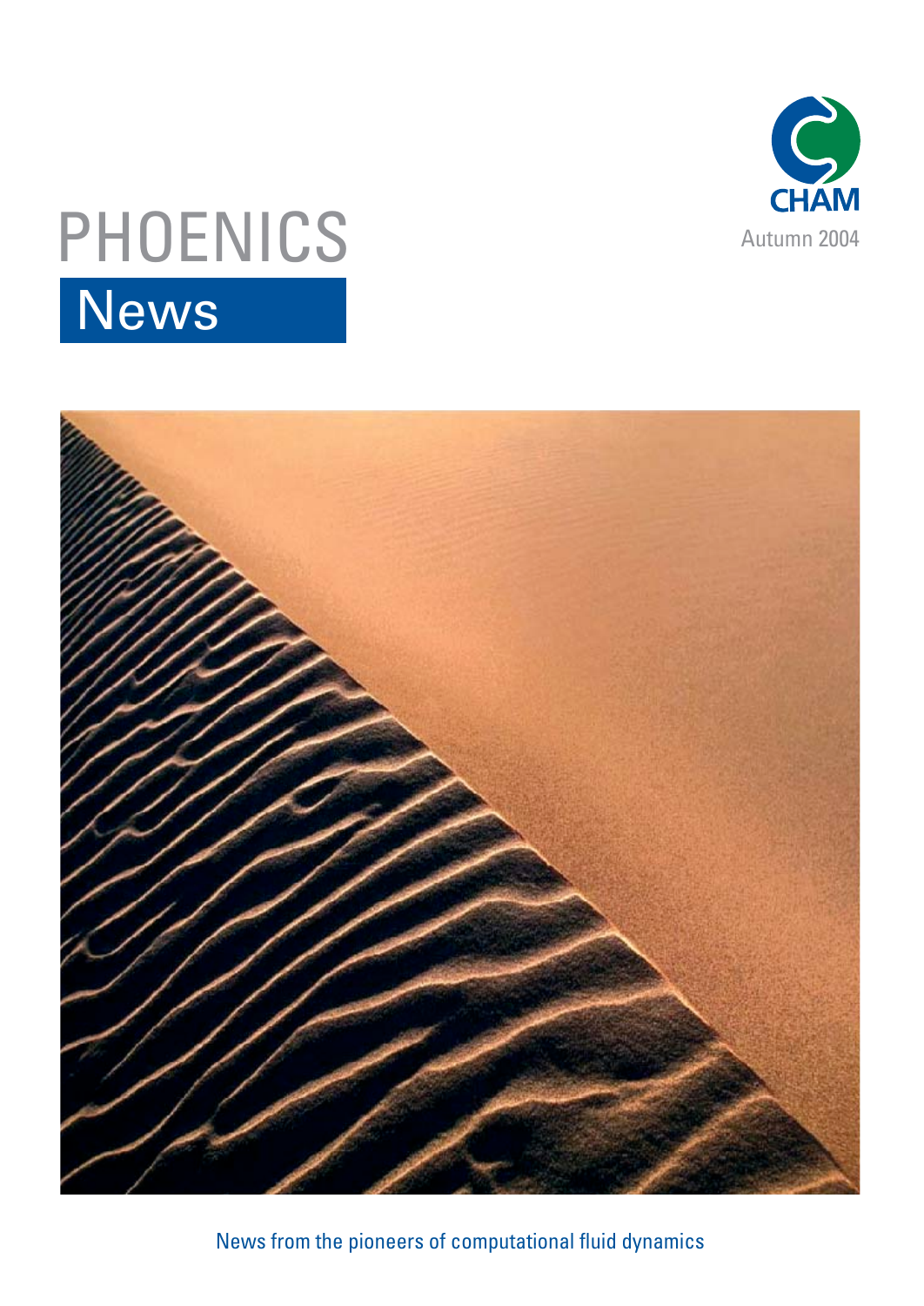# PHOENICS

# News

CHAM

Autumn 2004

News from the pioneers of computational fluid dynamics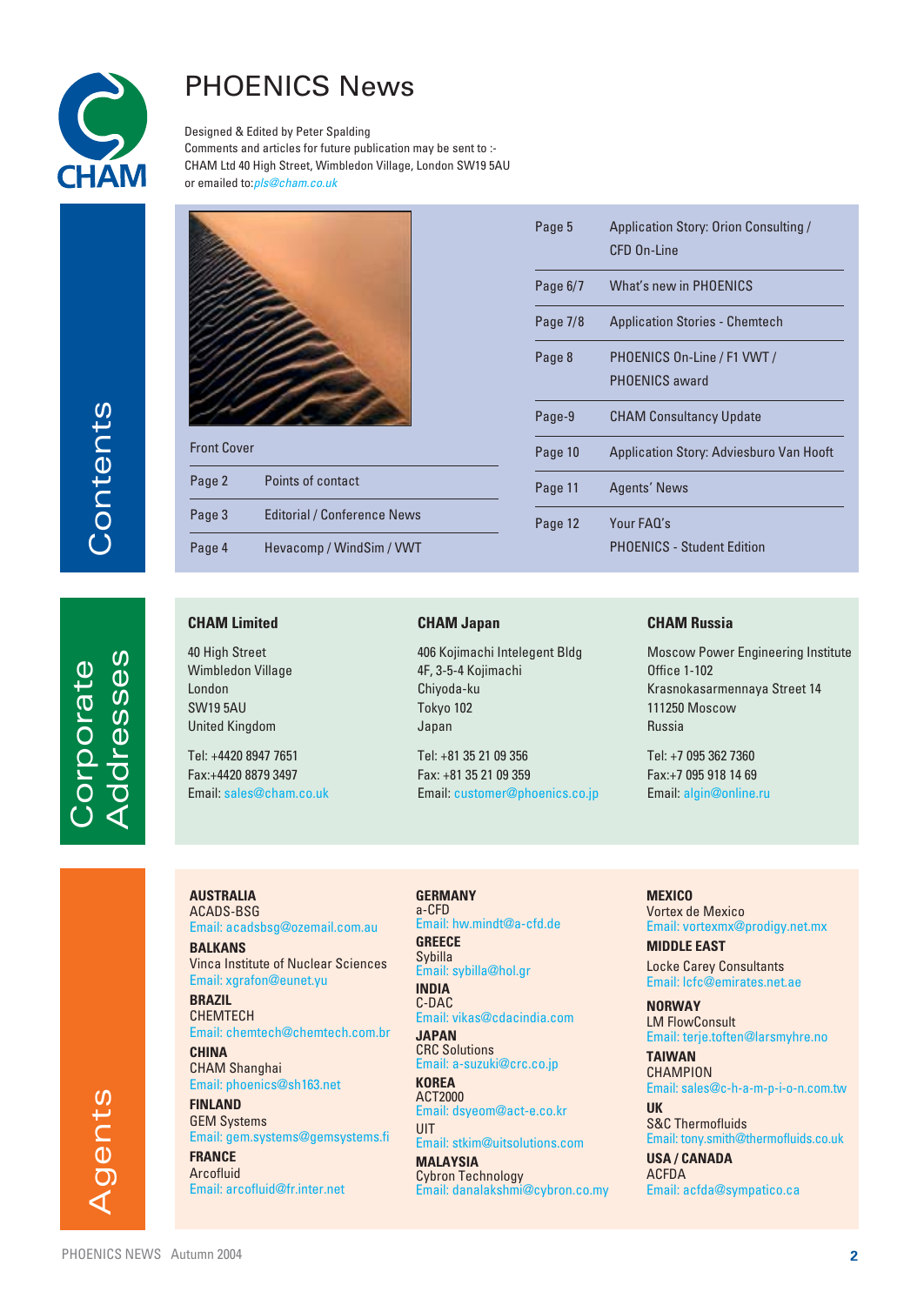# PHOENICS News

Designed & Edited by Peter Spalding
Comments and articles for future publication may be sent to :-
CHAM Ltd 40 High Street, Wimbledon Village, London SW19 5AU
or emailed to: pls@cham.co.uk

## Contents

| Page | Content |
|---|---|
| Front Cover | |
| Page 2 | Points of contact |
| Page 3 | Editorial / Conference News |
| Page 4 | Hevacomp / WindSim / VWT |
| Page 5 | Application Story: Orion Consulting / CFD On-Line |
| Page 6/7 | What's new in PHOENICS |
| Page 7/8 | Application Stories - Chemtech |
| Page 8 | PHOENICS On-Line / F1 VWT / PHOENICS award |
| Page-9 | CHAM Consultancy Update |
| Page 10 | Application Story: Adviesburo Van Hooft |
| Page 11 | Agents' News |
| Page 12 | Your FAQ's<br>PHOENICS - Student Edition |

## Corporate Addresses

**CHAM Limited**
40 High Street
Wimbledon Village
London
SW19 5AU
United Kingdom

Tel: +4420 8947 7651
Fax:+4420 8879 3497
Email: sales@cham.co.uk

**CHAM Japan**
406 Kojimachi Intelegent Bldg
4F, 3-5-4 Kojimachi
Chiyoda-ku
Tokyo 102
Japan

Tel: +81 35 21 09 356
Fax: +81 35 21 09 359
Email: customer@phoenics.co.jp

**CHAM Russia**
Moscow Power Engineering Institute
Office 1-102
Krasnokasarmennaya Street 14
111250 Moscow
Russia

Tel: +7 095 362 7360
Fax:+7 095 918 14 69
Email: algin@online.ru

## Agents

**AUSTRALIA**
ACADS-BSG
Email: acadsbsg@ozemail.com.au

**BALKANS**
Vinca Institute of Nuclear Sciences
Email: xgrafon@eunet.yu

**BRAZIL**
CHEMTECH
Email: chemtech@chemtech.com.br

**CHINA**
CHAM Shanghai
Email: phoenics@sh163.net

**FINLAND**
GEM Systems
Email: gem.systems@gemsystems.fi

**FRANCE**
Arcofluid
Email: arcofluid@fr.inter.net

**GERMANY**
a-CFD
Email: hw.mindt@a-cfd.de

**GREECE**
Sybilla
Email: sybilla@hol.gr

**INDIA**
C-DAC
Email: vikas@cdacindia.com

**JAPAN**
CRC Solutions
Email: a-suzuki@crc.co.jp

**KOREA**
ACT2000
Email: dsyeom@act-e.co.kr

UIT
Email: stkim@uitsolutions.com

**MALAYSIA**
Cybron Technology
Email: danalakshmi@cybron.co.my

**MEXICO**
Vortex de Mexico
Email: vortexmx@prodigy.net.mx

**MIDDLE EAST**
Locke Carey Consultants
Email: lcfc@emirates.net.ae

**NORWAY**
LM FlowConsult
Email: terje.toften@larsmyhre.no

**TAIWAN**
CHAMPION
Email: sales@c-h-a-m-p-i-o-n.com.tw

**UK**
S&C Thermofluids
Email: tony.smith@thermofluids.co.uk

**USA / CANADA**
ACFDA
Email: acfda@sympatico.ca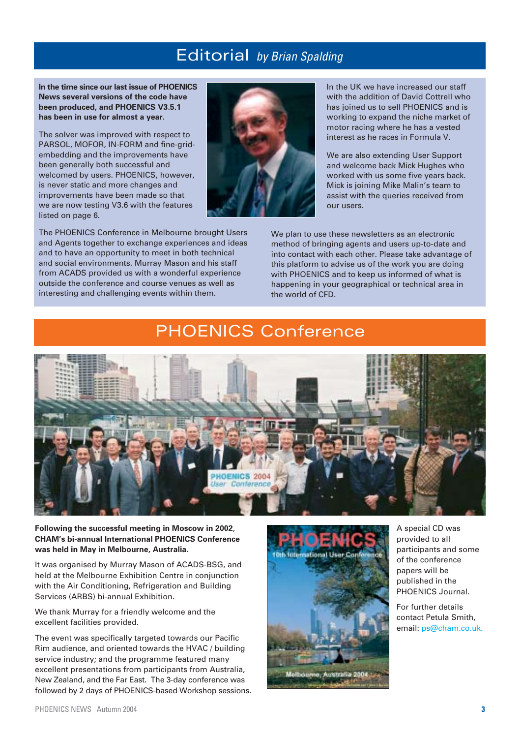# Editorial *by Brian Spalding*

**In the time since our last issue of PHOENICS News several versions of the code have been produced, and PHOENICS V3.5.1 has been in use for almost a year.**

The solver was improved with respect to PARSOL, MOFOR, IN-FORM and fine-grid-embedding and the improvements have been generally both successful and welcomed by users. PHOENICS, however, is never static and more changes and improvements have been made so that we are now testing V3.6 with the features listed on page 6.

In the UK we have increased our staff with the addition of David Cottrell who has joined us to sell PHOENICS and is working to expand the niche market of motor racing where he has a vested interest as he races in Formula V.

We are also extending User Support and welcome back Mick Hughes who worked with us some five years back. Mick is joining Mike Malin's team to assist with the queries received from our users.

The PHOENICS Conference in Melbourne brought Users and Agents together to exchange experiences and ideas and to have an opportunity to meet in both technical and social environments. Murray Mason and his staff from ACADS provided us with a wonderful experience outside the conference and course venues as well as interesting and challenging events within them.

We plan to use these newsletters as an electronic method of bringing agents and users up-to-date and into contact with each other. Please take advantage of this platform to advise us of the work you are doing with PHOENICS and to keep us informed of what is happening in your geographical or technical area in the world of CFD.

# PHOENICS Conference

**Following the successful meeting in Moscow in 2002, CHAM's bi-annual International PHOENICS Conference was held in May in Melbourne, Australia.**

It was organised by Murray Mason of ACADS-BSG, and held at the Melbourne Exhibition Centre in conjunction with the Air Conditioning, Refrigeration and Building Services (ARBS) bi-annual Exhibition.

We thank Murray for a friendly welcome and the excellent facilities provided.

The event was specifically targeted towards our Pacific Rim audience, and oriented towards the HVAC / building service industry; and the programme featured many excellent presentations from participants from Australia, New Zealand, and the Far East. The 3-day conference was followed by 2 days of PHOENICS-based Workshop sessions.

A special CD was provided to all participants and some of the conference papers will be published in the PHOENICS Journal.

For further details contact Petula Smith, email: ps@cham.co.uk.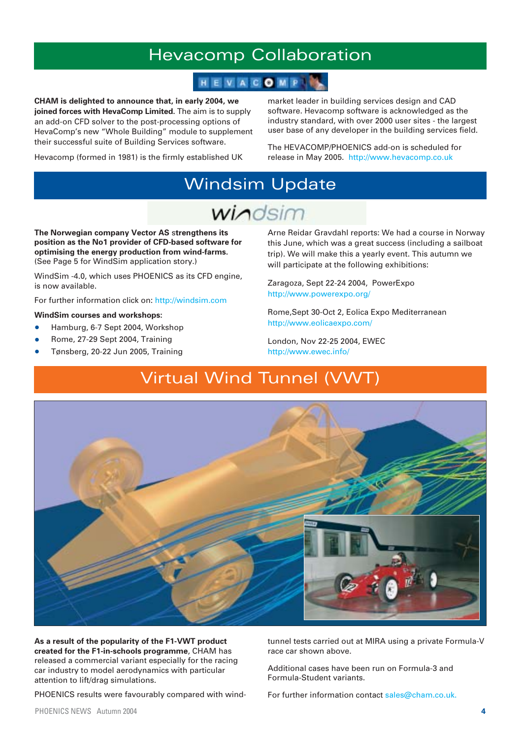# Hevacomp Collaboration

**CHAM is delighted to announce that, in early 2004, we joined forces with HevaComp Limited.** The aim is to supply an add-on CFD solver to the post-processing options of HevaComp's new "Whole Building" module to supplement their successful suite of Building Services software.

Hevacomp (formed in 1981) is the firmly established UK market leader in building services design and CAD software. Hevacomp software is acknowledged as the industry standard, with over 2000 user sites - the largest user base of any developer in the building services field.

The HEVACOMP/PHOENICS add-on is scheduled for release in May 2005. http://www.hevacomp.co.uk

# Windsim Update

**The Norwegian company Vector AS strengthens its position as the No1 provider of CFD-based software for optimising the energy production from wind-farms.** (See Page 5 for WindSim application story.)

WindSim -4.0, which uses PHOENICS as its CFD engine, is now available.

For further information click on: http://windsim.com

**WindSim courses and workshops:**

- Hamburg, 6-7 Sept 2004, Workshop
- Rome, 27-29 Sept 2004, Training
- Tønsberg, 20-22 Jun 2005, Training

Arne Reidar Gravdahl reports: We had a course in Norway this June, which was a great success (including a sailboat trip). We will make this a yearly event. This autumn we will participate at the following exhibitions:

Zaragoza, Sept 22-24 2004, PowerExpo
http://www.powerexpo.org/

Rome,Sept 30-Oct 2, Eolica Expo Mediterranean
http://www.eolicaexpo.com/

London, Nov 22-25 2004, EWEC
http://www.ewec.info/

# Virtual Wind Tunnel (VWT)

**As a result of the popularity of the F1-VWT product created for the F1-in-schools programme**, CHAM has released a commercial variant especially for the racing car industry to model aerodynamics with particular attention to lift/drag simulations.

PHOENICS results were favourably compared with wind-tunnel tests carried out at MIRA using a private Formula-V race car shown above.

Additional cases have been run on Formula-3 and Formula-Student variants.

For further information contact sales@cham.co.uk.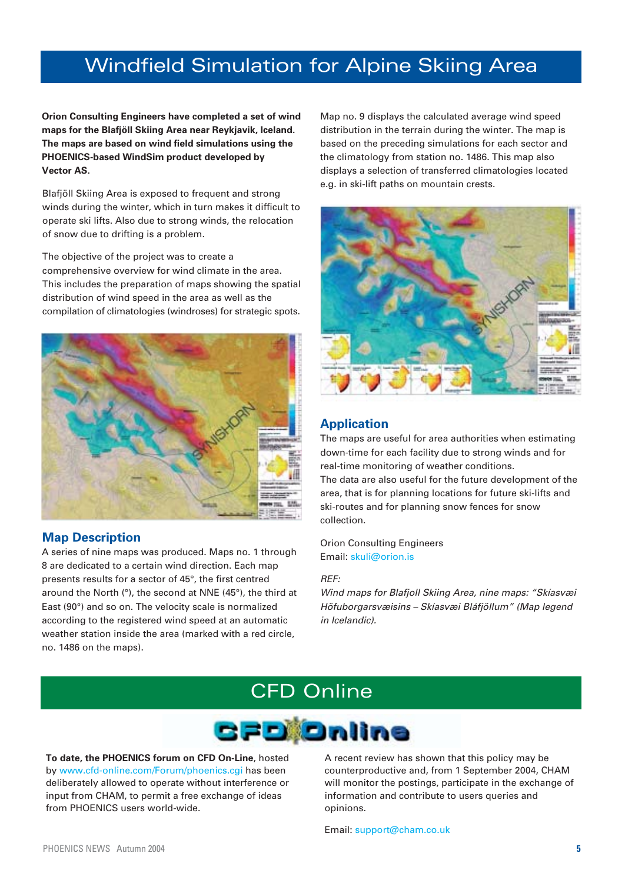# Windfield Simulation for Alpine Skiing Area

**Orion Consulting Engineers have completed a set of wind maps for the Blafjöll Skiing Area near Reykjavik, Iceland. The maps are based on wind field simulations using the PHOENICS-based WindSim product developed by Vector AS.**

Blafjöll Skiing Area is exposed to frequent and strong winds during the winter, which in turn makes it difficult to operate ski lifts. Also due to strong winds, the relocation of snow due to drifting is a problem.

The objective of the project was to create a comprehensive overview for wind climate in the area. This includes the preparation of maps showing the spatial distribution of wind speed in the area as well as the compilation of climatologies (windroses) for strategic spots.

## Map Description

A series of nine maps was produced. Maps no. 1 through 8 are dedicated to a certain wind direction. Each map presents results for a sector of 45°, the first centred around the North (°), the second at NNE (45°), the third at East (90°) and so on. The velocity scale is normalized according to the registered wind speed at an automatic weather station inside the area (marked with a red circle, no. 1486 on the maps).

Map no. 9 displays the calculated average wind speed distribution in the terrain during the winter. The map is based on the preceding simulations for each sector and the climatology from station no. 1486. This map also displays a selection of transferred climatologies located e.g. in ski-lift paths on mountain crests.

## Application

The maps are useful for area authorities when estimating down-time for each facility due to strong winds and for real-time monitoring of weather conditions.
The data are also useful for the future development of the area, that is for planning locations for future ski-lifts and ski-routes and for planning snow fences for snow collection.

Orion Consulting Engineers
Email: skuli@orion.is

*REF:*
*Wind maps for Blafjoll Skiing Area, nine maps: "Skíasvæi Höfuborgarsvæisins – Skíasvæi Bláfjöllum" (Map legend in Icelandic).*

# CFD Online

**To date, the PHOENICS forum on CFD On-Line**, hosted by www.cfd-online.com/Forum/phoenics.cgi has been deliberately allowed to operate without interference or input from CHAM, to permit a free exchange of ideas from PHOENICS users world-wide.

A recent review has shown that this policy may be counterproductive and, from 1 September 2004, CHAM will monitor the postings, participate in the exchange of information and contribute to users queries and opinions.

Email: support@cham.co.uk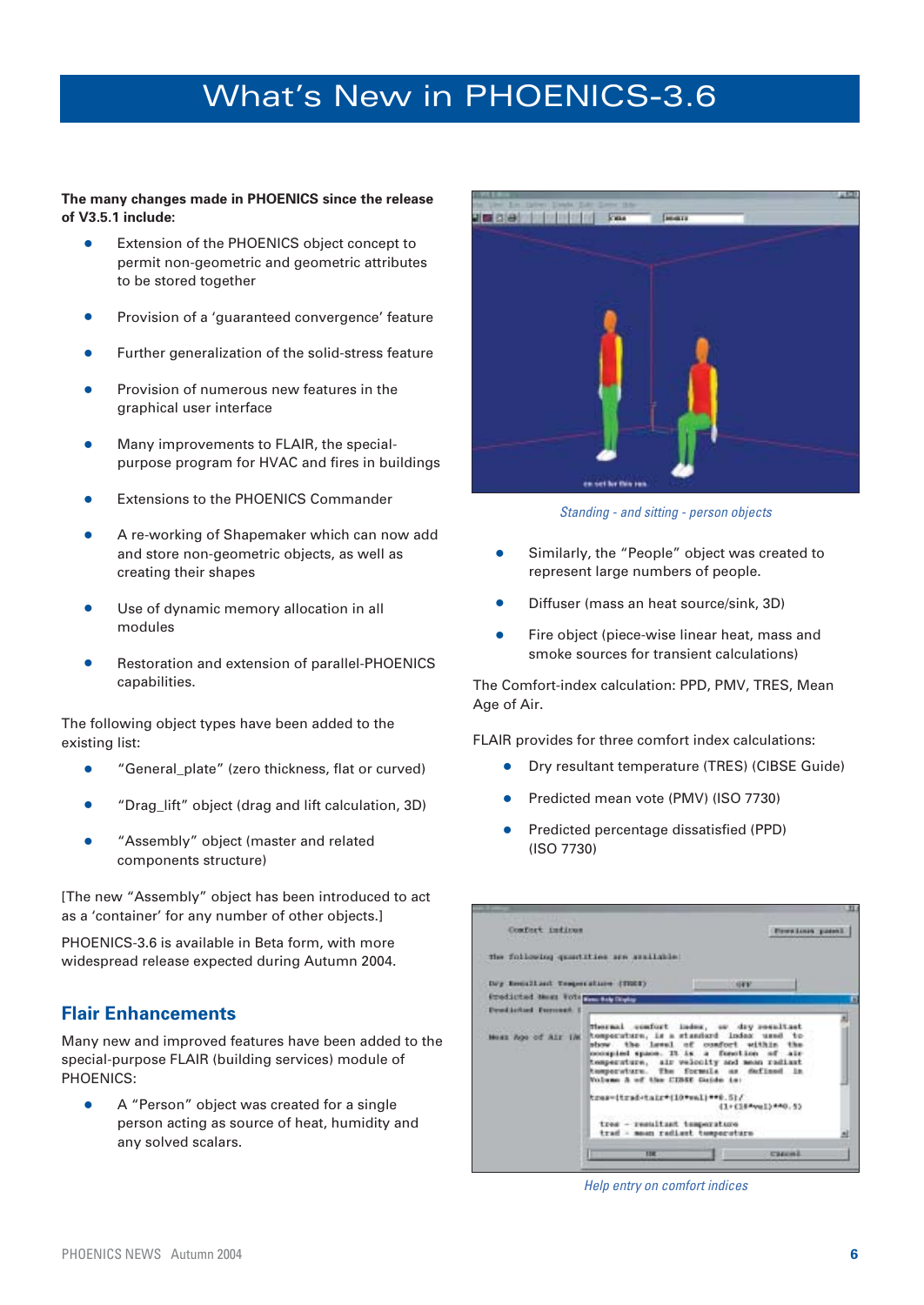# What's New in PHOENICS-3.6

**The many changes made in PHOENICS since the release of V3.5.1 include:**

- Extension of the PHOENICS object concept to permit non-geometric and geometric attributes to be stored together
- Provision of a 'guaranteed convergence' feature
- Further generalization of the solid-stress feature
- Provision of numerous new features in the graphical user interface
- Many improvements to FLAIR, the special-purpose program for HVAC and fires in buildings
- Extensions to the PHOENICS Commander
- A re-working of Shapemaker which can now add and store non-geometric objects, as well as creating their shapes
- Use of dynamic memory allocation in all modules
- Restoration and extension of parallel-PHOENICS capabilities.

The following object types have been added to the existing list:

- "General_plate" (zero thickness, flat or curved)
- "Drag_lift" object (drag and lift calculation, 3D)
- "Assembly" object (master and related components structure)

[The new "Assembly" object has been introduced to act as a 'container' for any number of other objects.]

PHOENICS-3.6 is available in Beta form, with more widespread release expected during Autumn 2004.

## Flair Enhancements

Many new and improved features have been added to the special-purpose FLAIR (building services) module of PHOENICS:

- A "Person" object was created for a single person acting as source of heat, humidity and any solved scalars.

*Standing - and sitting - person objects*

- Similarly, the "People" object was created to represent large numbers of people.
- Diffuser (mass an heat source/sink, 3D)
- Fire object (piece-wise linear heat, mass and smoke sources for transient calculations)

The Comfort-index calculation: PPD, PMV, TRES, Mean Age of Air.

FLAIR provides for three comfort index calculations:

- Dry resultant temperature (TRES) (CIBSE Guide)
- Predicted mean vote (PMV) (ISO 7730)
- Predicted percentage dissatisfied (PPD) (ISO 7730)

*Help entry on comfort indices*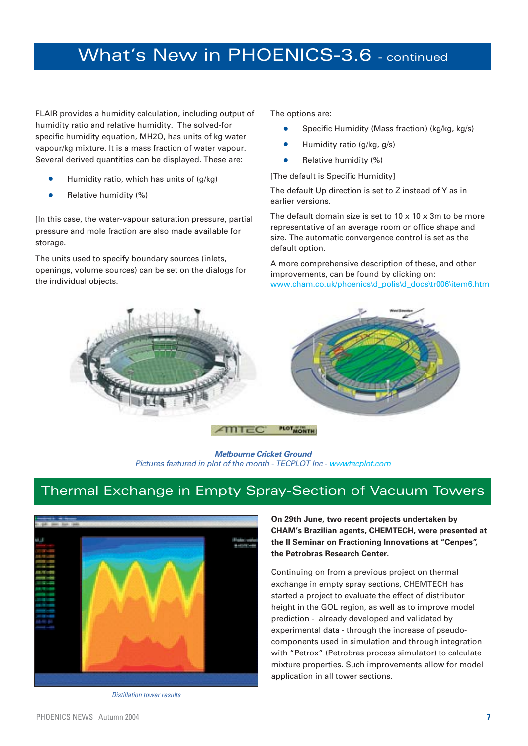# What's New in PHOENICS-3.6 - continued

FLAIR provides a humidity calculation, including output of humidity ratio and relative humidity. The solved-for specific humidity equation, MH2O, has units of kg water vapour/kg mixture. It is a mass fraction of water vapour. Several derived quantities can be displayed. These are:

- Humidity ratio, which has units of (g/kg)
- Relative humidity (%)

[In this case, the water-vapour saturation pressure, partial pressure and mole fraction are also made available for storage.

The units used to specify boundary sources (inlets, openings, volume sources) can be set on the dialogs for the individual objects.

The options are:

- Specific Humidity (Mass fraction) (kg/kg, kg/s)
- Humidity ratio (g/kg, g/s)
- Relative humidity (%)

[The default is Specific Humidity]

The default Up direction is set to Z instead of Y as in earlier versions.

The default domain size is set to 10 x 10 x 3m to be more representative of an average room or office shape and size. The automatic convergence control is set as the default option.

A more comprehensive description of these, and other improvements, can be found by clicking on: www.cham.co.uk/phoenics\d_polis\d_docs\tr006\item6.htm

***Melbourne Cricket Ground***

*Pictures featured in plot of the month - TECPLOT Inc - wwwtecplot.com*

## Thermal Exchange in Empty Spray-Section of Vacuum Towers

*Distillation tower results*

**On 29th June, two recent projects undertaken by CHAM's Brazilian agents, CHEMTECH, were presented at the II Seminar on Fractioning Innovations at "Cenpes", the Petrobras Research Center.**

Continuing on from a previous project on thermal exchange in empty spray sections, CHEMTECH has started a project to evaluate the effect of distributor height in the GOL region, as well as to improve model prediction - already developed and validated by experimental data - through the increase of pseudo-components used in simulation and through integration with "Petrox" (Petrobras process simulator) to calculate mixture properties. Such improvements allow for model application in all tower sections.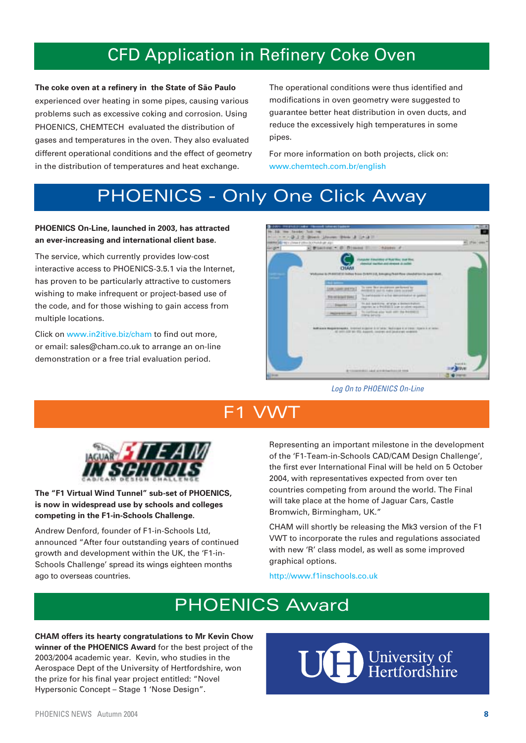## CFD Application in Refinery Coke Oven

**The coke oven at a refinery in the State of São Paulo** experienced over heating in some pipes, causing various problems such as excessive coking and corrosion. Using PHOENICS, CHEMTECH evaluated the distribution of gases and temperatures in the oven. They also evaluated different operational conditions and the effect of geometry in the distribution of temperatures and heat exchange.

The operational conditions were thus identified and modifications in oven geometry were suggested to guarantee better heat distribution in oven ducts, and reduce the excessively high temperatures in some pipes.

For more information on both projects, click on: www.chemtech.com.br/english

## PHOENICS - Only One Click Away

**PHOENICS On-Line, launched in 2003, has attracted an ever-increasing and international client base.**

The service, which currently provides low-cost interactive access to PHOENICS-3.5.1 via the Internet, has proven to be particularly attractive to customers wishing to make infrequent or project-based use of the code, and for those wishing to gain access from multiple locations.

Click on www.in2itive.biz/cham to find out more, or email: sales@cham.co.uk to arrange an on-line demonstration or a free trial evaluation period.

*Log On to PHOENICS On-Line*

## F1 VWT

**The "F1 Virtual Wind Tunnel" sub-set of PHOENICS, is now in widespread use by schools and colleges competing in the F1-in-Schools Challenge.**

Andrew Denford, founder of F1-in-Schools Ltd, announced "After four outstanding years of continued growth and development within the UK, the 'F1-in-Schools Challenge' spread its wings eighteen months ago to overseas countries.

Representing an important milestone in the development of the 'F1-Team-in-Schools CAD/CAM Design Challenge', the first ever International Final will be held on 5 October 2004, with representatives expected from over ten countries competing from around the world. The Final will take place at the home of Jaguar Cars, Castle Bromwich, Birmingham, UK."

CHAM will shortly be releasing the Mk3 version of the F1 VWT to incorporate the rules and regulations associated with new 'R' class model, as well as some improved graphical options.

http://www.f1inschools.co.uk

## PHOENICS Award

**CHAM offers its hearty congratulations to Mr Kevin Chow winner of the PHOENICS Award** for the best project of the 2003/2004 academic year. Kevin, who studies in the Aerospace Dept of the University of Hertfordshire, won the prize for his final year project entitled: "Novel Hypersonic Concept – Stage 1 'Nose Design".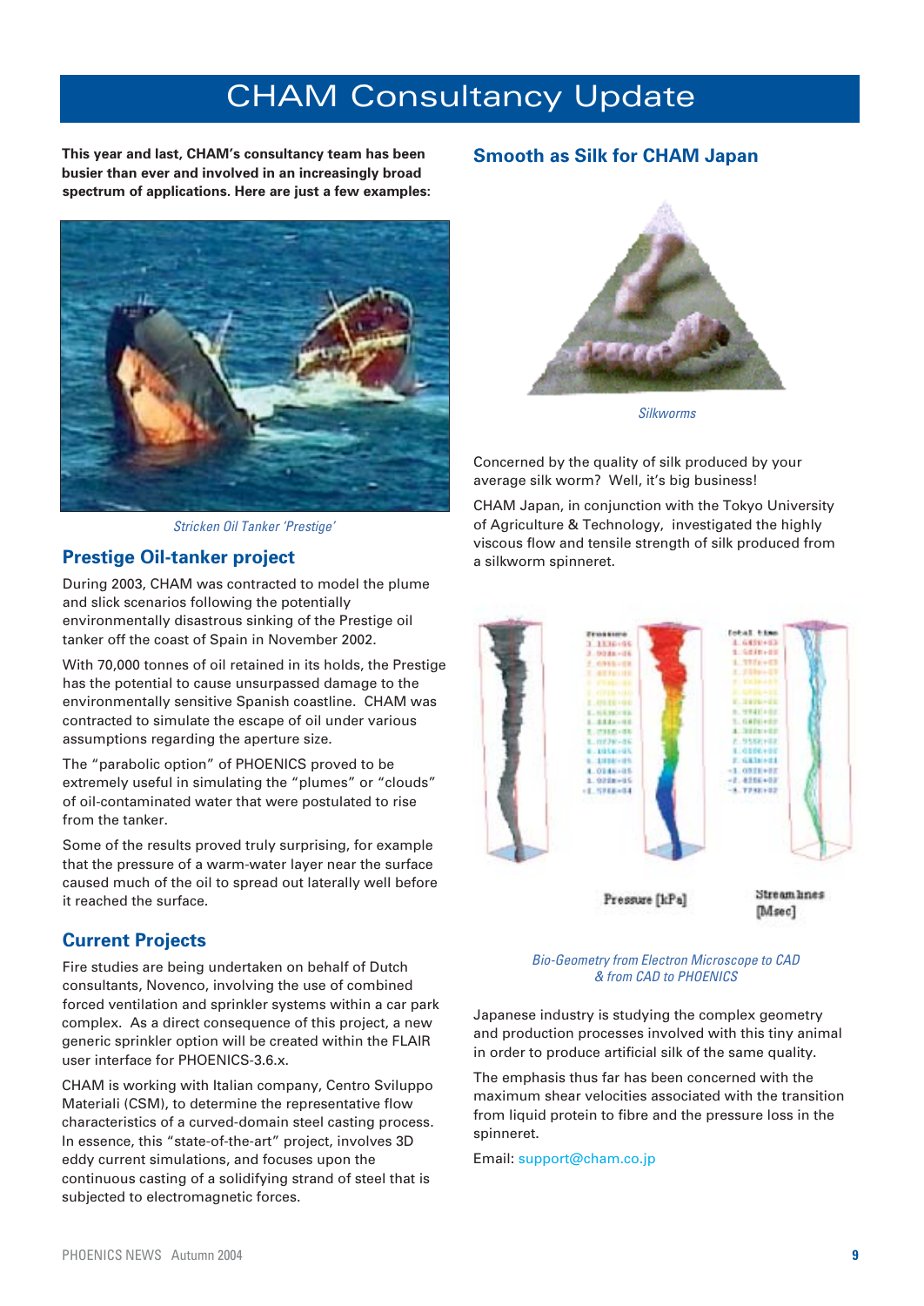// CHAM Consultancy Update

**This year and last, CHAM's consultancy team has been busier than ever and involved in an increasingly broad spectrum of applications. Here are just a few examples:**

*Stricken Oil Tanker 'Prestige'*

## Prestige Oil-tanker project

During 2003, CHAM was contracted to model the plume and slick scenarios following the potentially environmentally disastrous sinking of the Prestige oil tanker off the coast of Spain in November 2002.

With 70,000 tonnes of oil retained in its holds, the Prestige has the potential to cause unsurpassed damage to the environmentally sensitive Spanish coastline. CHAM was contracted to simulate the escape of oil under various assumptions regarding the aperture size.

The "parabolic option" of PHOENICS proved to be extremely useful in simulating the "plumes" or "clouds" of oil-contaminated water that were postulated to rise from the tanker.

Some of the results proved truly surprising, for example that the pressure of a warm-water layer near the surface caused much of the oil to spread out laterally well before it reached the surface.

## Current Projects

Fire studies are being undertaken on behalf of Dutch consultants, Novenco, involving the use of combined forced ventilation and sprinkler systems within a car park complex. As a direct consequence of this project, a new generic sprinkler option will be created within the FLAIR user interface for PHOENICS-3.6.x.

CHAM is working with Italian company, Centro Sviluppo Materiali (CSM), to determine the representative flow characteristics of a curved-domain steel casting process. In essence, this "state-of-the-art" project, involves 3D eddy current simulations, and focuses upon the continuous casting of a solidifying strand of steel that is subjected to electromagnetic forces.

## Smooth as Silk for CHAM Japan

*Silkworms*

Concerned by the quality of silk produced by your average silk worm? Well, it's big business!

CHAM Japan, in conjunction with the Tokyo University of Agriculture & Technology, investigated the highly viscous flow and tensile strength of silk produced from a silkworm spinneret.

Pressure [kPa]

Streamlines [Msec]

*Bio-Geometry from Electron Microscope to CAD & from CAD to PHOENICS*

Japanese industry is studying the complex geometry and production processes involved with this tiny animal in order to produce artificial silk of the same quality.

The emphasis thus far has been concerned with the maximum shear velocities associated with the transition from liquid protein to fibre and the pressure loss in the spinneret.

Email: support@cham.co.jp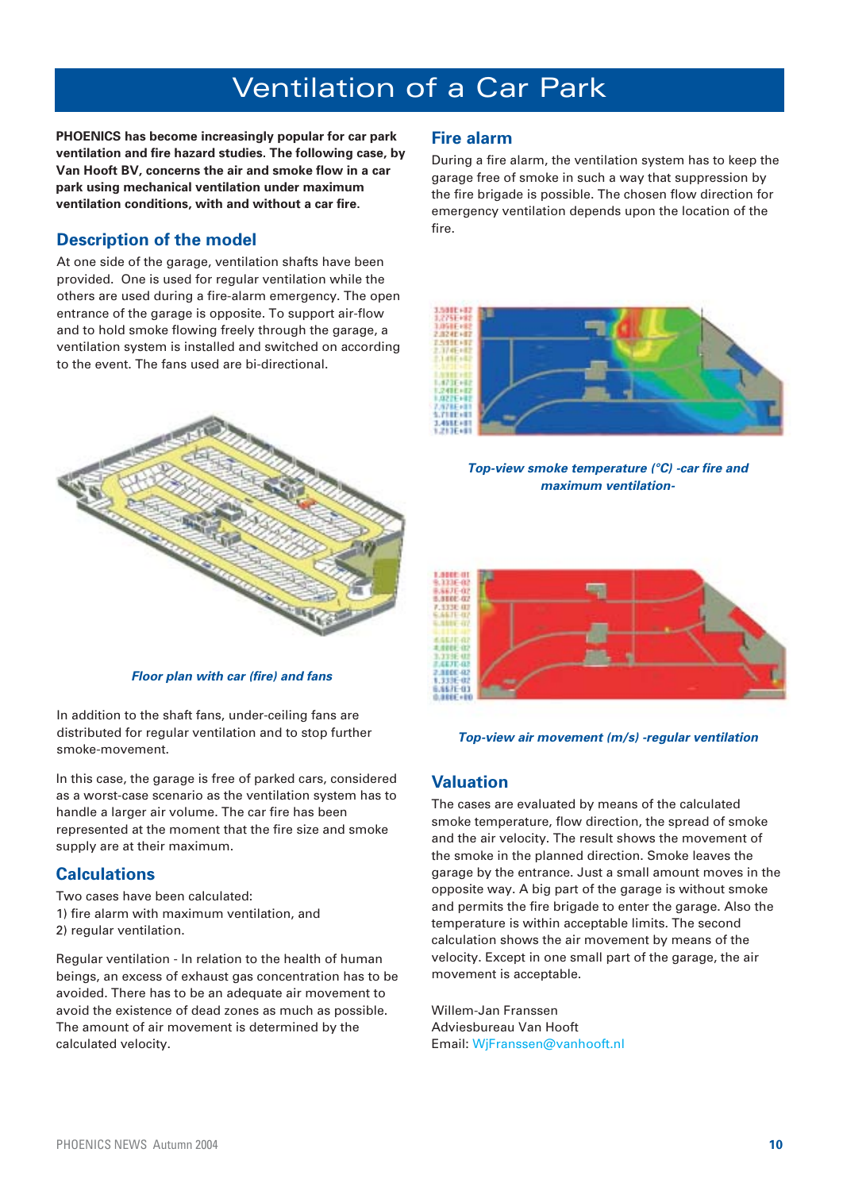# Ventilation of a Car Park

**PHOENICS has become increasingly popular for car park ventilation and fire hazard studies. The following case, by Van Hooft BV, concerns the air and smoke flow in a car park using mechanical ventilation under maximum ventilation conditions, with and without a car fire.**

## Description of the model

At one side of the garage, ventilation shafts have been provided. One is used for regular ventilation while the others are used during a fire-alarm emergency. The open entrance of the garage is opposite. To support air-flow and to hold smoke flowing freely through the garage, a ventilation system is installed and switched on according to the event. The fans used are bi-directional.

*Floor plan with car (fire) and fans*

In addition to the shaft fans, under-ceiling fans are distributed for regular ventilation and to stop further smoke-movement.

In this case, the garage is free of parked cars, considered as a worst-case scenario as the ventilation system has to handle a larger air volume. The car fire has been represented at the moment that the fire size and smoke supply are at their maximum.

## Calculations

Two cases have been calculated:
1) fire alarm with maximum ventilation, and
2) regular ventilation.

Regular ventilation - In relation to the health of human beings, an excess of exhaust gas concentration has to be avoided. There has to be an adequate air movement to avoid the existence of dead zones as much as possible. The amount of air movement is determined by the calculated velocity.

## Fire alarm

During a fire alarm, the ventilation system has to keep the garage free of smoke in such a way that suppression by the fire brigade is possible. The chosen flow direction for emergency ventilation depends upon the location of the fire.

*Top-view smoke temperature (°C) -car fire and maximum ventilation-*

*Top-view air movement (m/s) -regular ventilation*

## Valuation

The cases are evaluated by means of the calculated smoke temperature, flow direction, the spread of smoke and the air velocity. The result shows the movement of the smoke in the planned direction. Smoke leaves the garage by the entrance. Just a small amount moves in the opposite way. A big part of the garage is without smoke and permits the fire brigade to enter the garage. Also the temperature is within acceptable limits. The second calculation shows the air movement by means of the velocity. Except in one small part of the garage, the air movement is acceptable.

Willem-Jan Franssen
Adviesbureau Van Hooft
Email: WjFranssen@vanhooft.nl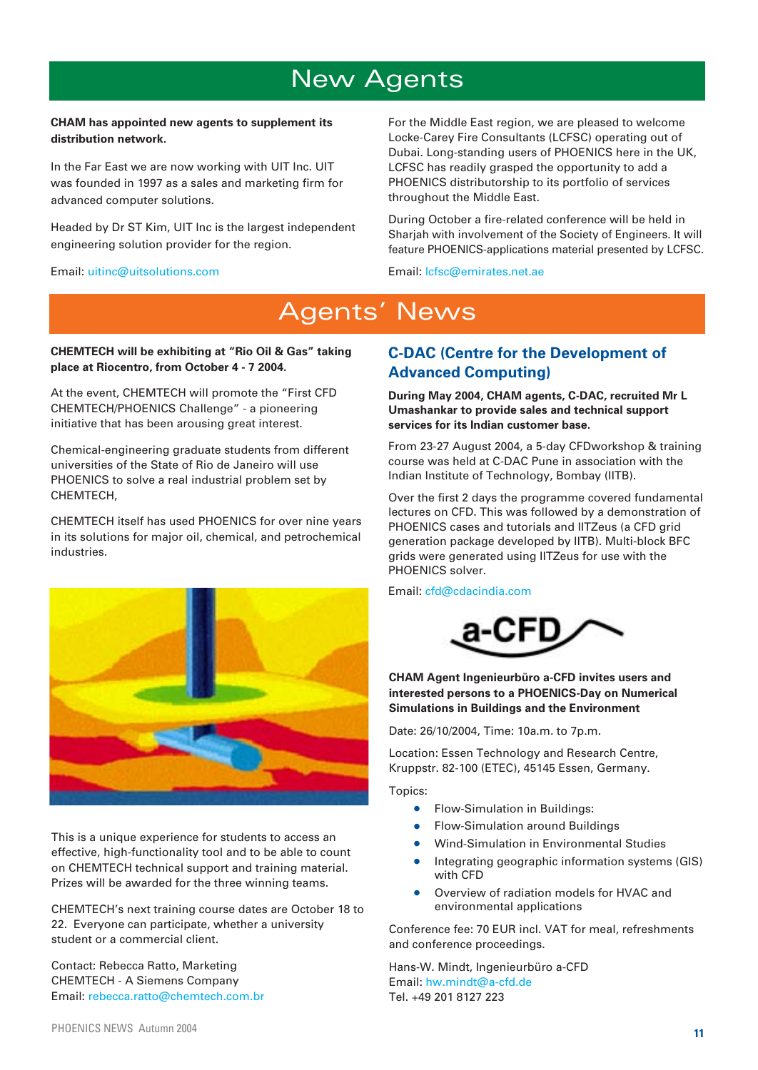# New Agents

**CHAM has appointed new agents to supplement its distribution network.**

In the Far East we are now working with UIT Inc. UIT was founded in 1997 as a sales and marketing firm for advanced computer solutions.

Headed by Dr ST Kim, UIT Inc is the largest independent engineering solution provider for the region.

Email: uitinc@uitsolutions.com

For the Middle East region, we are pleased to welcome Locke-Carey Fire Consultants (LCFSC) operating out of Dubai. Long-standing users of PHOENICS here in the UK, LCFSC has readily grasped the opportunity to add a PHOENICS distributorship to its portfolio of services throughout the Middle East.

During October a fire-related conference will be held in Sharjah with involvement of the Society of Engineers. It will feature PHOENICS-applications material presented by LCFSC.

Email: lcfsc@emirates.net.ae

# Agents' News

**CHEMTECH will be exhibiting at "Rio Oil & Gas" taking place at Riocentro, from October 4 - 7 2004.**

At the event, CHEMTECH will promote the "First CFD CHEMTECH/PHOENICS Challenge" - a pioneering initiative that has been arousing great interest.

Chemical-engineering graduate students from different universities of the State of Rio de Janeiro will use PHOENICS to solve a real industrial problem set by CHEMTECH,

CHEMTECH itself has used PHOENICS for over nine years in its solutions for major oil, chemical, and petrochemical industries.

This is a unique experience for students to access an effective, high-functionality tool and to be able to count on CHEMTECH technical support and training material. Prizes will be awarded for the three winning teams.

CHEMTECH's next training course dates are October 18 to 22. Everyone can participate, whether a university student or a commercial client.

Contact: Rebecca Ratto, Marketing
CHEMTECH - A Siemens Company
Email: rebecca.ratto@chemtech.com.br

## C-DAC (Centre for the Development of Advanced Computing)

**During May 2004, CHAM agents, C-DAC, recruited Mr L Umashankar to provide sales and technical support services for its Indian customer base.**

From 23-27 August 2004, a 5-day CFDworkshop & training course was held at C-DAC Pune in association with the Indian Institute of Technology, Bombay (IITB).

Over the first 2 days the programme covered fundamental lectures on CFD. This was followed by a demonstration of PHOENICS cases and tutorials and IITZeus (a CFD grid generation package developed by IITB). Multi-block BFC grids were generated using IITZeus for use with the PHOENICS solver.

Email: cfd@cdacindia.com

**CHAM Agent Ingenieurbüro a-CFD invites users and interested persons to a PHOENICS-Day on Numerical Simulations in Buildings and the Environment**

Date: 26/10/2004, Time: 10a.m. to 7p.m.

Location: Essen Technology and Research Centre, Kruppstr. 82-100 (ETEC), 45145 Essen, Germany.

Topics:

- Flow-Simulation in Buildings:
- Flow-Simulation around Buildings
- Wind-Simulation in Environmental Studies
- Integrating geographic information systems (GIS) with CFD
- Overview of radiation models for HVAC and environmental applications

Conference fee: 70 EUR incl. VAT for meal, refreshments and conference proceedings.

Hans-W. Mindt, Ingenieurbüro a-CFD
Email: hw.mindt@a-cfd.de
Tel. +49 201 8127 223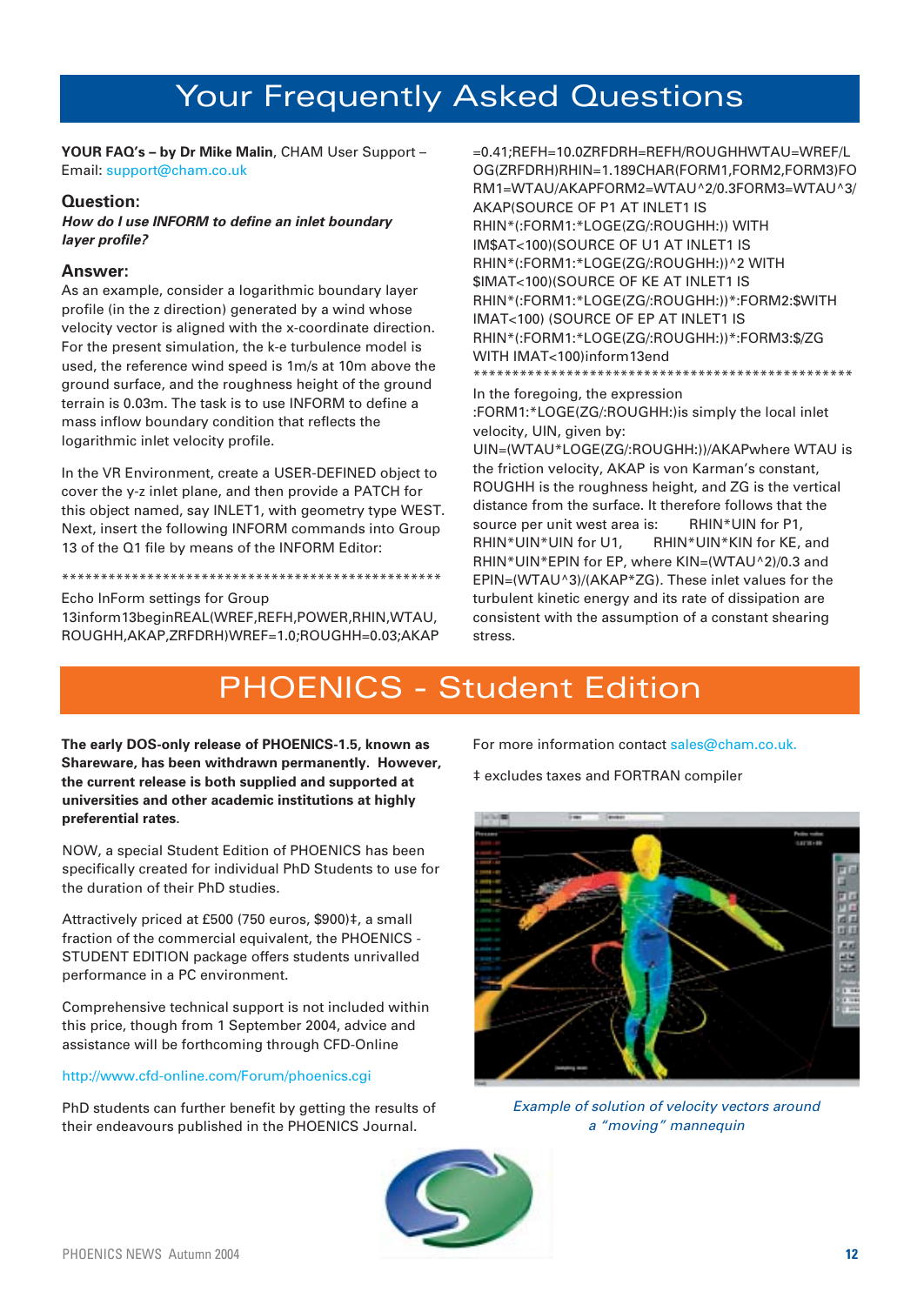# Your Frequently Asked Questions

**YOUR FAQ's – by Dr Mike Malin**, CHAM User Support – Email: support@cham.co.uk

### Question:

***How do I use INFORM to define an inlet boundary layer profile?***

### Answer:

As an example, consider a logarithmic boundary layer profile (in the z direction) generated by a wind whose velocity vector is aligned with the x-coordinate direction. For the present simulation, the k-e turbulence model is used, the reference wind speed is 1m/s at 10m above the ground surface, and the roughness height of the ground terrain is 0.03m. The task is to use INFORM to define a mass inflow boundary condition that reflects the logarithmic inlet velocity profile.

In the VR Environment, create a USER-DEFINED object to cover the y-z inlet plane, and then provide a PATCH for this object named, say INLET1, with geometry type WEST. Next, insert the following INFORM commands into Group 13 of the Q1 file by means of the INFORM Editor:

```
**************************************************
Echo InForm settings for Group
13inform13beginREAL(WREF,REFH,POWER,RHIN,WTAU,
ROUGHH,AKAP,ZRFDRH)WREF=1.0;ROUGHH=0.03;AKAP
=0.41;REFH=10.0ZRFDRH=REFH/ROUGHHWTAU=WREF/L
OG(ZRFDRH)RHIN=1.189CHAR(FORM1,FORM2,FORM3)FO
RM1=WTAU/AKAPFORM2=WTAU^2/0.3FORM3=WTAU^3/
AKAP(SOURCE OF P1 AT INLET1 IS
RHIN*(:FORM1:*LOGE(ZG/:ROUGHH:)) WITH
IM$AT<100)(SOURCE OF U1 AT INLET1 IS
RHIN*(:FORM1:*LOGE(ZG/:ROUGHH:))^2 WITH
$IMAT<100)(SOURCE OF KE AT INLET1 IS
RHIN*(:FORM1:*LOGE(ZG/:ROUGHH:))*:FORM2:$WITH
IMAT<100) (SOURCE OF EP AT INLET1 IS
RHIN*(:FORM1:*LOGE(ZG/:ROUGHH:))*:FORM3:$/ZG
WITH IMAT<100)inform13end
**************************************************
```

In the foregoing, the expression :FORM1:*LOGE(ZG/:ROUGHH:)is simply the local inlet velocity, UIN, given by: UIN=(WTAU*LOGE(ZG/:ROUGHH:))/AKAPwhere WTAU is the friction velocity, AKAP is von Karman's constant, ROUGHH is the roughness height, and ZG is the vertical distance from the surface. It therefore follows that the source per unit west area is: RHIN*UIN for P1, RHIN*UIN*UIN for U1, RHIN*UIN*KIN for KE, and RHIN*UIN*EPIN for EP, where KIN=(WTAU^2)/0.3 and EPIN=(WTAU^3)/(AKAP*ZG). These inlet values for the turbulent kinetic energy and its rate of dissipation are consistent with the assumption of a constant shearing stress.

# PHOENICS - Student Edition

**The early DOS-only release of PHOENICS-1.5, known as Shareware, has been withdrawn permanently. However, the current release is both supplied and supported at universities and other academic institutions at highly preferential rates**.

NOW, a special Student Edition of PHOENICS has been specifically created for individual PhD Students to use for the duration of their PhD studies.

Attractively priced at £500 (750 euros, $900)‡, a small fraction of the commercial equivalent, the PHOENICS - STUDENT EDITION package offers students unrivalled performance in a PC environment.

Comprehensive technical support is not included within this price, though from 1 September 2004, advice and assistance will be forthcoming through CFD-Online

http://www.cfd-online.com/Forum/phoenics.cgi

PhD students can further benefit by getting the results of their endeavours published in the PHOENICS Journal.

For more information contact sales@cham.co.uk.

‡ excludes taxes and FORTRAN compiler

*Example of solution of velocity vectors around a "moving" mannequin*